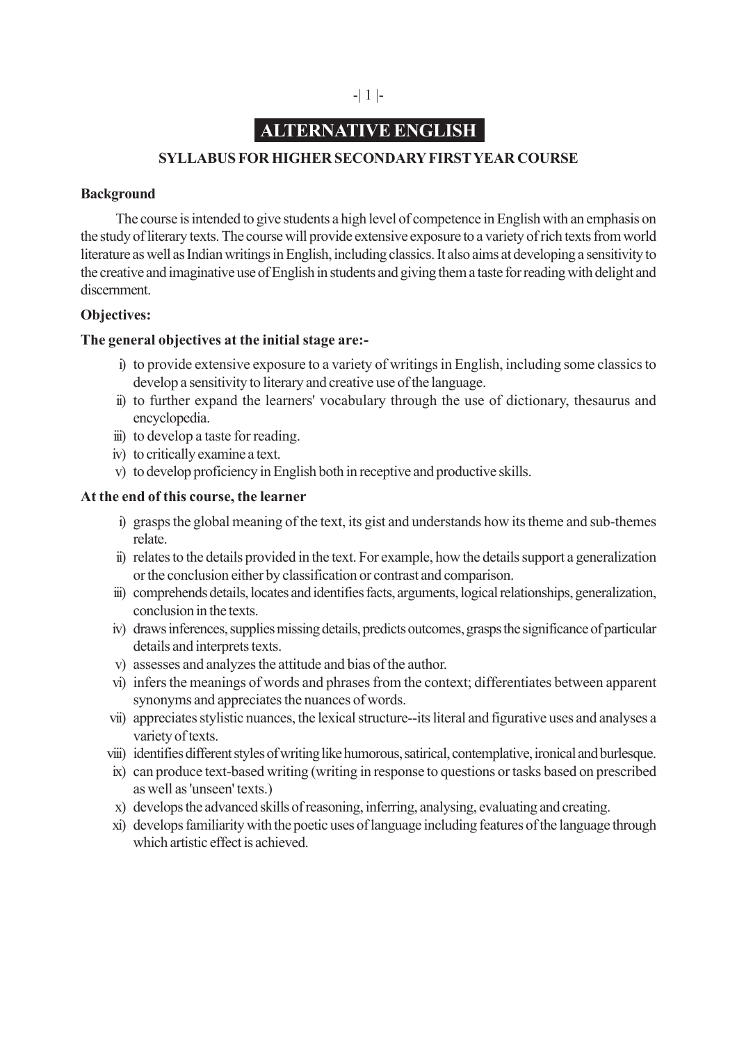# ALTERNATIVE ENGLISH

## SYLLABUS FOR HIGHER SECONDARY FIRST YEAR COURSE

**Background**

The course is intended to give students a high level of competence in English with an emphasis on the study of literary texts. The course will provide extensive exposure to a variety of rich texts from world literature as well as Indian writings in English, including classics. It also aims at developing a sensitivity to the creative and imaginative use of English in students and giving them a taste for reading with delight and discernment.

**Objectives:**

**The general objectives at the initial stage are:-**

i) to provide extensive exposure to a variety of writings in English, including some classics to develop a sensitivity to literary and creative use of the language.

ii) to further expand the learners' vocabulary through the use of dictionary, thesaurus and encyclopedia.

iii) to develop a taste for reading.

iv) to critically examine a text.

v) to develop proficiency in English both in receptive and productive skills.

**At the end of this course, the learner**

i) grasps the global meaning of the text, its gist and understands how its theme and sub-themes relate.

ii) relates to the details provided in the text. For example, how the details support a generalization or the conclusion either by classification or contrast and comparison.

iii) comprehends details, locates and identifies facts, arguments, logical relationships, generalization, conclusion in the texts.

iv) draws inferences, supplies missing details, predicts outcomes, grasps the significance of particular details and interprets texts.

v) assesses and analyzes the attitude and bias of the author.

vi) infers the meanings of words and phrases from the context; differentiates between apparent synonyms and appreciates the nuances of words.

vii) appreciates stylistic nuances, the lexical structure--its literal and figurative uses and analyses a variety of texts.

viii) identifies different styles of writing like humorous, satirical, contemplative, ironical and burlesque.

ix) can produce text-based writing (writing in response to questions or tasks based on prescribed as well as 'unseen' texts.)

x) develops the advanced skills of reasoning, inferring, analysing, evaluating and creating.

xi) develops familiarity with the poetic uses of language including features of the language through which artistic effect is achieved.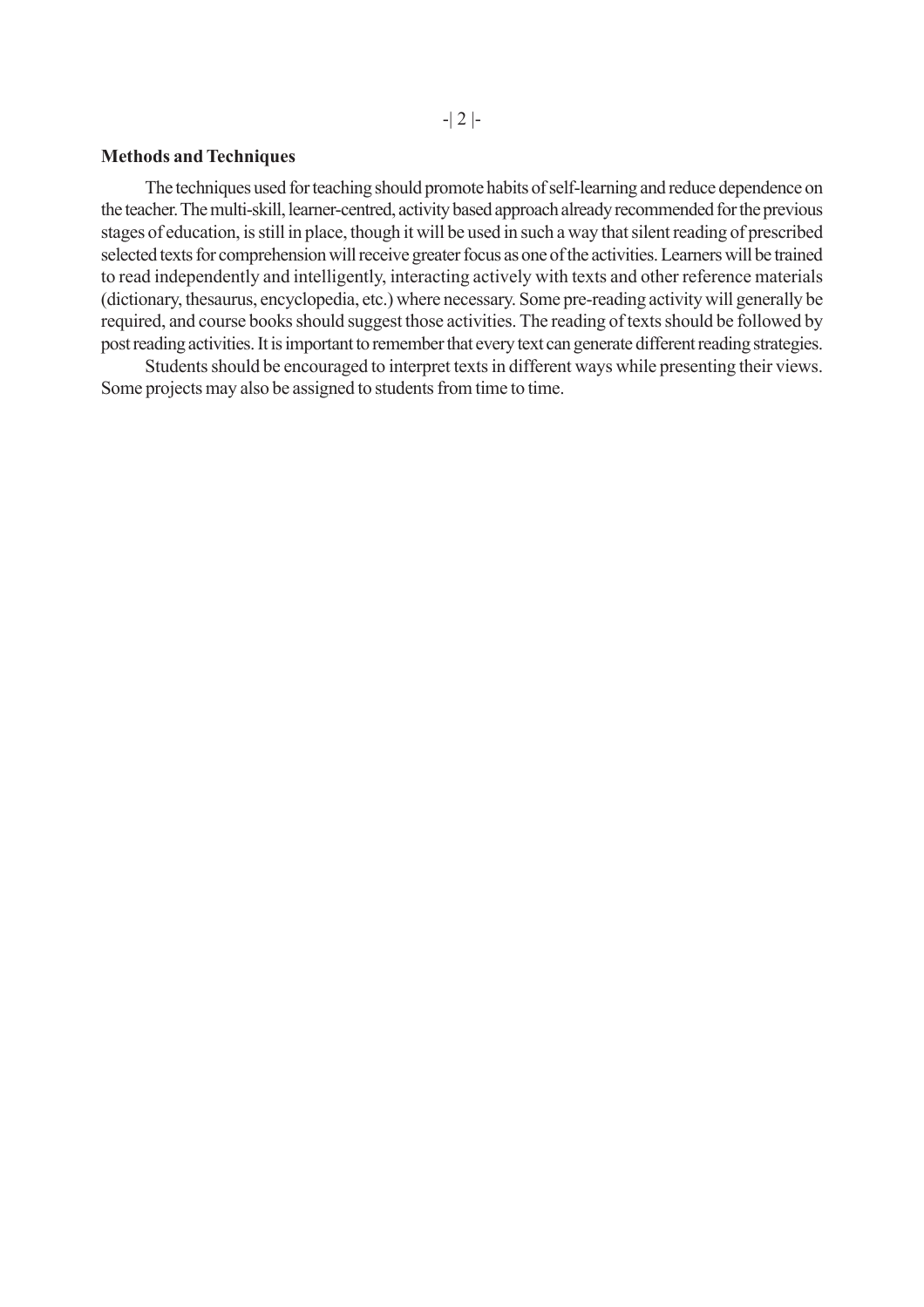**Methods and Techniques**

The techniques used for teaching should promote habits of self-learning and reduce dependence on the teacher. The multi-skill, learner-centred, activity based approach already recommended for the previous stages of education, is still in place, though it will be used in such a way that silent reading of prescribed selected texts for comprehension will receive greater focus as one of the activities. Learners will be trained to read independently and intelligently, interacting actively with texts and other reference materials (dictionary, thesaurus, encyclopedia, etc.) where necessary. Some pre-reading activity will generally be required, and course books should suggest those activities. The reading of texts should be followed by post reading activities. It is important to remember that every text can generate different reading strategies.

Students should be encouraged to interpret texts in different ways while presenting their views. Some projects may also be assigned to students from time to time.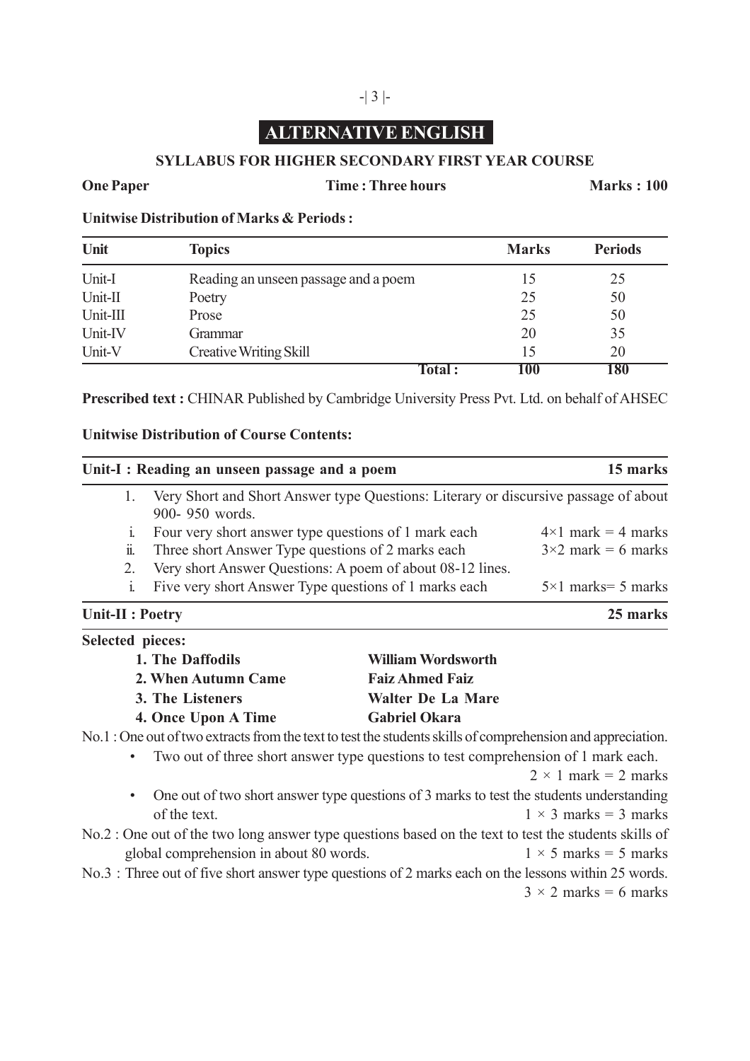# ALTERNATIVE ENGLISH

## SYLLABUS FOR HIGHER SECONDARY FIRST YEAR COURSE

**One Paper** **Time : Three hours** **Marks : 100**

**Unitwise Distribution of Marks & Periods :**

| Unit | Topics | Marks | Periods |
|---|---|---|---|
| Unit-I | Reading an unseen passage and a poem | 15 | 25 |
| Unit-II | Poetry | 25 | 50 |
| Unit-III | Prose | 25 | 50 |
| Unit-IV | Grammar | 20 | 35 |
| Unit-V | Creative Writing Skill | 15 | 20 |
| | **Total :** | **100** | **180** |

**Prescribed text :** CHINAR Published by Cambridge University Press Pvt. Ltd. on behalf of AHSEC

**Unitwise Distribution of Course Contents:**

**Unit-I : Reading an unseen passage and a poem** — **15 marks**

1. Very Short and Short Answer type Questions: Literary or discursive passage of about 900- 950 words.
   - i. Four very short answer type questions of 1 mark each — $4\times1$ mark = 4 marks
   - ii. Three short Answer Type questions of 2 marks each — $3\times2$ mark = 6 marks
2. Very short Answer Questions: A poem of about 08-12 lines.
   - i. Five very short Answer Type questions of 1 marks each — $5\times1$ marks= 5 marks

**Unit-II : Poetry** — **25 marks**

**Selected pieces:**

| | |
|---|---|
| **1. The Daffodils** | **William Wordsworth** |
| **2. When Autumn Came** | **Faiz Ahmed Faiz** |
| **3. The Listeners** | **Walter De La Mare** |
| **4. Once Upon A Time** | **Gabriel Okara** |

No.1 : One out of two extracts from the text to test the students skills of comprehension and appreciation.

- Two out of three short answer type questions to test comprehension of 1 mark each. — $2 \times 1$ mark = 2 marks
- One out of two short answer type questions of 3 marks to test the students understanding of the text. — $1 \times 3$ marks = 3 marks

No.2 : One out of the two long answer type questions based on the text to test the students skills of global comprehension in about 80 words. — $1 \times 5$ marks = 5 marks

No.3 : Three out of five short answer type questions of 2 marks each on the lessons within 25 words. — $3 \times 2$ marks = 6 marks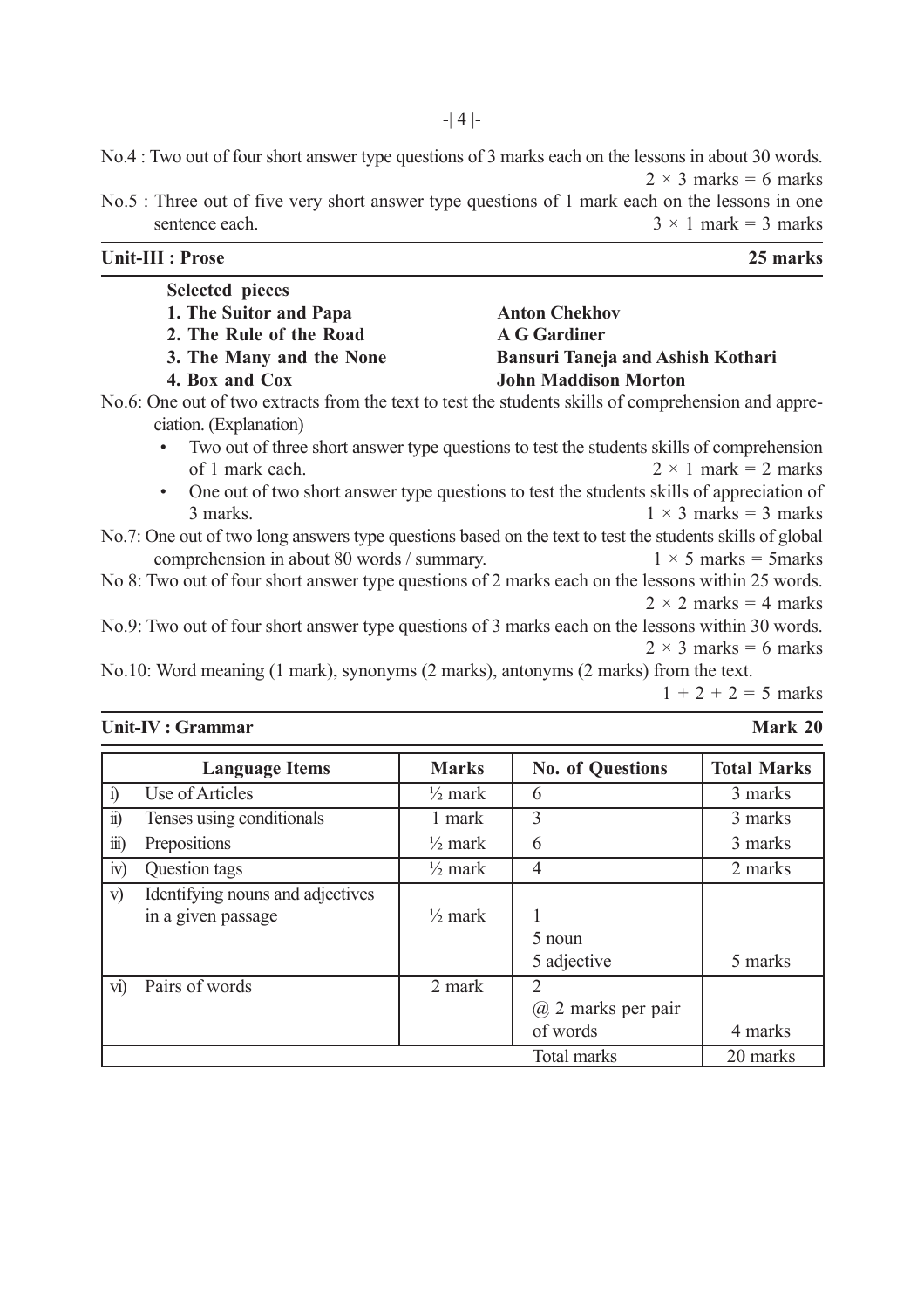No.4 : Two out of four short answer type questions of 3 marks each on the lessons in about 30 words. $2 \times 3$ marks = 6 marks

No.5 : Three out of five very short answer type questions of 1 mark each on the lessons in one sentence each. $3 \times 1$ mark = 3 marks

## Unit-III : Prose — 25 marks

**Selected pieces**

| | |
|---|---|
| **1. The Suitor and Papa** | **Anton Chekhov** |
| **2. The Rule of the Road** | **A G Gardiner** |
| **3. The Many and the None** | **Bansuri Taneja and Ashish Kothari** |
| **4. Box and Cox** | **John Maddison Morton** |

No.6: One out of two extracts from the text to test the students skills of comprehension and appreciation. (Explanation)

- Two out of three short answer type questions to test the students skills of comprehension of 1 mark each. $2 \times 1$ mark = 2 marks
- One out of two short answer type questions to test the students skills of appreciation of 3 marks. $1 \times 3$ marks = 3 marks

No.7: One out of two long answers type questions based on the text to test the students skills of global comprehension in about 80 words / summary. $1 \times 5$ marks = 5marks

No 8: Two out of four short answer type questions of 2 marks each on the lessons within 25 words. $2 \times 2$ marks = 4 marks

No.9: Two out of four short answer type questions of 3 marks each on the lessons within 30 words. $2 \times 3$ marks = 6 marks

No.10: Word meaning (1 mark), synonyms (2 marks), antonyms (2 marks) from the text. $1 + 2 + 2 = 5$ marks

## Unit-IV : Grammar — Mark 20

| | Language Items | Marks | No. of Questions | Total Marks |
|---|---|---|---|---|
| i) | Use of Articles | ½ mark | 6 | 3 marks |
| ii) | Tenses using conditionals | 1 mark | 3 | 3 marks |
| iii) | Prepositions | ½ mark | 6 | 3 marks |
| iv) | Question tags | ½ mark | 4 | 2 marks |
| v) | Identifying nouns and adjectives in a given passage | ½ mark | 1<br>5 noun<br>5 adjective | 5 marks |
| vi) | Pairs of words | 2 mark | 2<br>@ 2 marks per pair of words | 4 marks |
| | | | Total marks | 20 marks |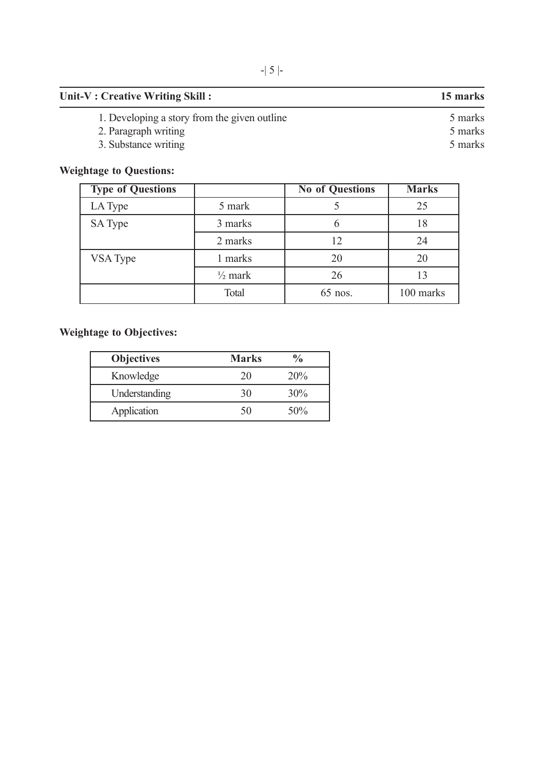| Unit-V : Creative Writing Skill : | 15 marks |
|---|---|
| 1. Developing a story from the given outline | 5 marks |
| 2. Paragraph writing | 5 marks |
| 3. Substance writing | 5 marks |

**Weightage to Questions:**

| Type of Questions | | No of Questions | Marks |
|---|---|---|---|
| LA Type | 5 mark | 5 | 25 |
| SA Type | 3 marks | 6 | 18 |
| | 2 marks | 12 | 24 |
| VSA Type | 1 marks | 20 | 20 |
| | ½ mark | 26 | 13 |
| | Total | 65 nos. | 100 marks |

**Weightage to Objectives:**

| Objectives | Marks | % |
|---|---|---|
| Knowledge | 20 | 20% |
| Understanding | 30 | 30% |
| Application | 50 | 50% |